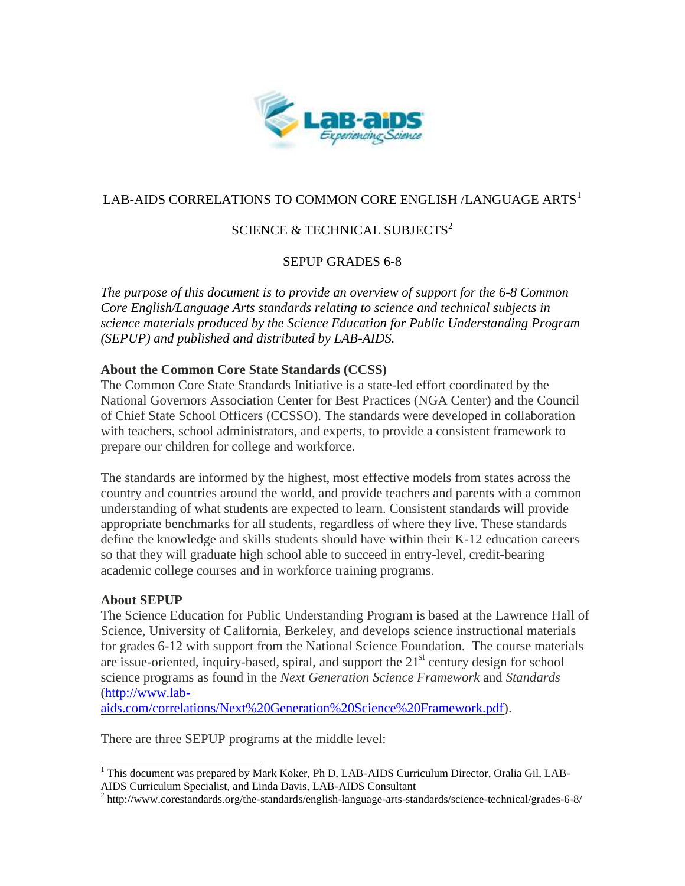# LAB-AIDS CORRELATIONS TO COMMON CORE ENGLISH /LANGUAGE ARTS[1]

## SCIENCE & TECHNICAL SUBJECTS[2]

## SEPUP GRADES 6-8

*The purpose of this document is to provide an overview of support for the 6-8 Common Core English/Language Arts standards relating to science and technical subjects in science materials produced by the Science Education for Public Understanding Program (SEPUP) and published and distributed by LAB-AIDS.*

**About the Common Core State Standards (CCSS)**

The Common Core State Standards Initiative is a state-led effort coordinated by the National Governors Association Center for Best Practices (NGA Center) and the Council of Chief State School Officers (CCSSO). The standards were developed in collaboration with teachers, school administrators, and experts, to provide a consistent framework to prepare our children for college and workforce.

The standards are informed by the highest, most effective models from states across the country and countries around the world, and provide teachers and parents with a common understanding of what students are expected to learn. Consistent standards will provide appropriate benchmarks for all students, regardless of where they live. These standards define the knowledge and skills students should have within their K-12 education careers so that they will graduate high school able to succeed in entry-level, credit-bearing academic college courses and in workforce training programs.

**About SEPUP**

The Science Education for Public Understanding Program is based at the Lawrence Hall of Science, University of California, Berkeley, and develops science instructional materials for grades 6-12 with support from the National Science Foundation. The course materials are issue-oriented, inquiry-based, spiral, and support the 21st century design for school science programs as found in the *Next Generation Science Framework* and *Standards* (http://www.lab-aids.com/correlations/Next%20Generation%20Science%20Framework.pdf).

There are three SEPUP programs at the middle level:

---

[1] This document was prepared by Mark Koker, Ph D, LAB-AIDS Curriculum Director, Oralia Gil, LAB-AIDS Curriculum Specialist, and Linda Davis, LAB-AIDS Consultant

[2] http://www.corestandards.org/the-standards/english-language-arts-standards/science-technical/grades-6-8/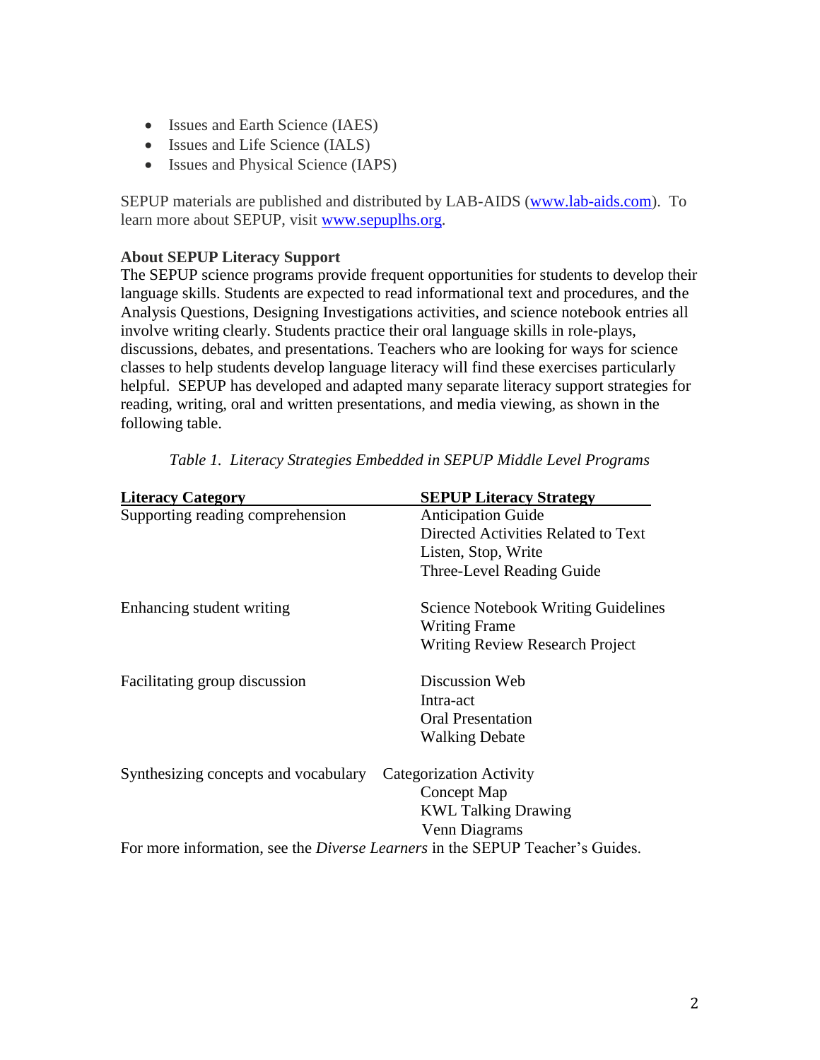- Issues and Earth Science (IAES)
- Issues and Life Science (IALS)
- Issues and Physical Science (IAPS)

SEPUP materials are published and distributed by LAB-AIDS (www.lab-aids.com). To learn more about SEPUP, visit www.sepuplhs.org.

**About SEPUP Literacy Support**

The SEPUP science programs provide frequent opportunities for students to develop their language skills. Students are expected to read informational text and procedures, and the Analysis Questions, Designing Investigations activities, and science notebook entries all involve writing clearly. Students practice their oral language skills in role-plays, discussions, debates, and presentations. Teachers who are looking for ways for science classes to help students develop language literacy will find these exercises particularly helpful. SEPUP has developed and adapted many separate literacy support strategies for reading, writing, oral and written presentations, and media viewing, as shown in the following table.

*Table 1. Literacy Strategies Embedded in SEPUP Middle Level Programs*

| Literacy Category | SEPUP Literacy Strategy |
|---|---|
| Supporting reading comprehension | Anticipation Guide |
| | Directed Activities Related to Text |
| | Listen, Stop, Write |
| | Three-Level Reading Guide |
| Enhancing student writing | Science Notebook Writing Guidelines |
| | Writing Frame |
| | Writing Review Research Project |
| Facilitating group discussion | Discussion Web |
| | Intra-act |
| | Oral Presentation |
| | Walking Debate |
| Synthesizing concepts and vocabulary | Categorization Activity |
| | Concept Map |
| | KWL Talking Drawing |
| | Venn Diagrams |

For more information, see the *Diverse Learners* in the SEPUP Teacher's Guides.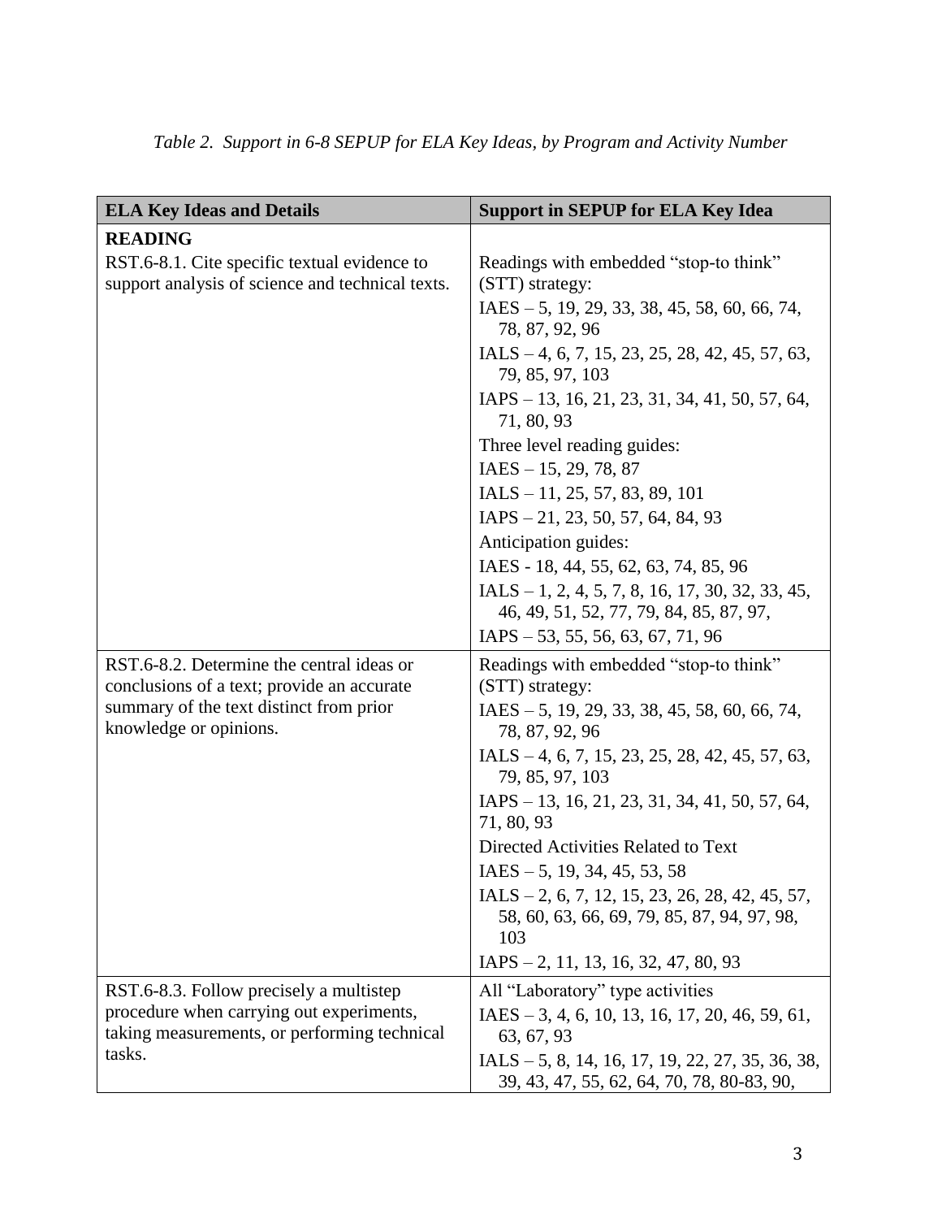*Table 2. Support in 6-8 SEPUP for ELA Key Ideas, by Program and Activity Number*

| ELA Key Ideas and Details | Support in SEPUP for ELA Key Idea |
|---|---|
| **READING**<br>RST.6-8.1. Cite specific textual evidence to support analysis of science and technical texts. | Readings with embedded "stop-to think" (STT) strategy:<br>IAES – 5, 19, 29, 33, 38, 45, 58, 60, 66, 74, 78, 87, 92, 96<br>IALS – 4, 6, 7, 15, 23, 25, 28, 42, 45, 57, 63, 79, 85, 97, 103<br>IAPS – 13, 16, 21, 23, 31, 34, 41, 50, 57, 64, 71, 80, 93<br>Three level reading guides:<br>IAES – 15, 29, 78, 87<br>IALS – 11, 25, 57, 83, 89, 101<br>IAPS – 21, 23, 50, 57, 64, 84, 93<br>Anticipation guides:<br>IAES - 18, 44, 55, 62, 63, 74, 85, 96<br>IALS – 1, 2, 4, 5, 7, 8, 16, 17, 30, 32, 33, 45, 46, 49, 51, 52, 77, 79, 84, 85, 87, 97,<br>IAPS – 53, 55, 56, 63, 67, 71, 96 |
| RST.6-8.2. Determine the central ideas or conclusions of a text; provide an accurate summary of the text distinct from prior knowledge or opinions. | Readings with embedded "stop-to think" (STT) strategy:<br>IAES – 5, 19, 29, 33, 38, 45, 58, 60, 66, 74, 78, 87, 92, 96<br>IALS – 4, 6, 7, 15, 23, 25, 28, 42, 45, 57, 63, 79, 85, 97, 103<br>IAPS – 13, 16, 21, 23, 31, 34, 41, 50, 57, 64, 71, 80, 93<br>Directed Activities Related to Text<br>IAES – 5, 19, 34, 45, 53, 58<br>IALS – 2, 6, 7, 12, 15, 23, 26, 28, 42, 45, 57, 58, 60, 63, 66, 69, 79, 85, 87, 94, 97, 98, 103<br>IAPS – 2, 11, 13, 16, 32, 47, 80, 93 |
| RST.6-8.3. Follow precisely a multistep procedure when carrying out experiments, taking measurements, or performing technical tasks. | All "Laboratory" type activities<br>IAES – 3, 4, 6, 10, 13, 16, 17, 20, 46, 59, 61, 63, 67, 93<br>IALS – 5, 8, 14, 16, 17, 19, 22, 27, 35, 36, 38, 39, 43, 47, 55, 62, 64, 70, 78, 80-83, 90, |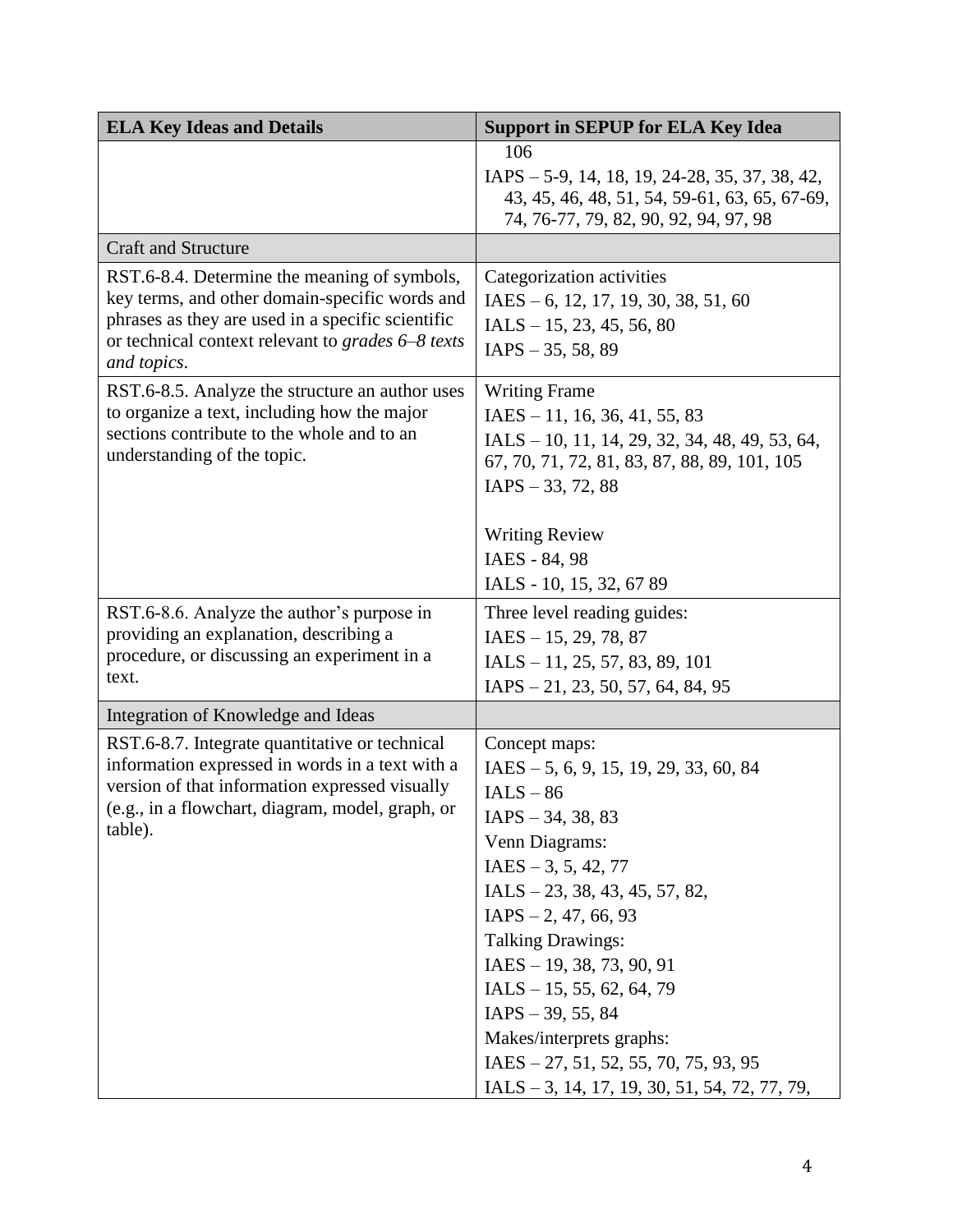| ELA Key Ideas and Details | Support in SEPUP for ELA Key Idea |
| --- | --- |
| | 106<br>IAPS – 5-9, 14, 18, 19, 24-28, 35, 37, 38, 42, 43, 45, 46, 48, 51, 54, 59-61, 63, 65, 67-69, 74, 76-77, 79, 82, 90, 92, 94, 97, 98 |
| Craft and Structure | |
| RST.6-8.4. Determine the meaning of symbols, key terms, and other domain-specific words and phrases as they are used in a specific scientific or technical context relevant to *grades 6–8 texts and topics*. | Categorization activities<br>IAES – 6, 12, 17, 19, 30, 38, 51, 60<br>IALS – 15, 23, 45, 56, 80<br>IAPS – 35, 58, 89 |
| RST.6-8.5. Analyze the structure an author uses to organize a text, including how the major sections contribute to the whole and to an understanding of the topic. | Writing Frame<br>IAES – 11, 16, 36, 41, 55, 83<br>IALS – 10, 11, 14, 29, 32, 34, 48, 49, 53, 64, 67, 70, 71, 72, 81, 83, 87, 88, 89, 101, 105<br>IAPS – 33, 72, 88<br><br>Writing Review<br>IAES - 84, 98<br>IALS - 10, 15, 32, 67 89 |
| RST.6-8.6. Analyze the author's purpose in providing an explanation, describing a procedure, or discussing an experiment in a text. | Three level reading guides:<br>IAES – 15, 29, 78, 87<br>IALS – 11, 25, 57, 83, 89, 101<br>IAPS – 21, 23, 50, 57, 64, 84, 95 |
| Integration of Knowledge and Ideas | |
| RST.6-8.7. Integrate quantitative or technical information expressed in words in a text with a version of that information expressed visually (e.g., in a flowchart, diagram, model, graph, or table). | Concept maps:<br>IAES – 5, 6, 9, 15, 19, 29, 33, 60, 84<br>IALS – 86<br>IAPS – 34, 38, 83<br>Venn Diagrams:<br>IAES – 3, 5, 42, 77<br>IALS – 23, 38, 43, 45, 57, 82,<br>IAPS – 2, 47, 66, 93<br>Talking Drawings:<br>IAES – 19, 38, 73, 90, 91<br>IALS – 15, 55, 62, 64, 79<br>IAPS – 39, 55, 84<br>Makes/interprets graphs:<br>IAES – 27, 51, 52, 55, 70, 75, 93, 95<br>IALS – 3, 14, 17, 19, 30, 51, 54, 72, 77, 79, |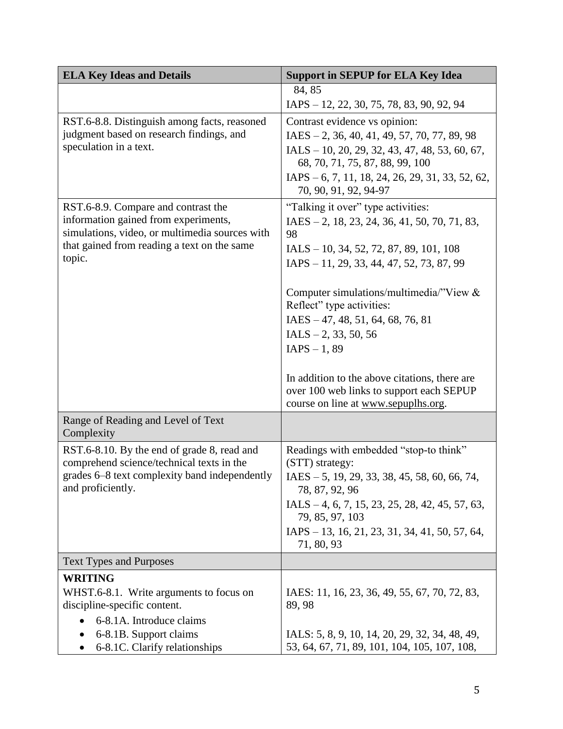| ELA Key Ideas and Details | Support in SEPUP for ELA Key Idea |
| --- | --- |
| | 84, 85<br>IAPS – 12, 22, 30, 75, 78, 83, 90, 92, 94 |
| RST.6-8.8. Distinguish among facts, reasoned judgment based on research findings, and speculation in a text. | Contrast evidence vs opinion:<br>IAES – 2, 36, 40, 41, 49, 57, 70, 77, 89, 98<br>IALS – 10, 20, 29, 32, 43, 47, 48, 53, 60, 67, 68, 70, 71, 75, 87, 88, 99, 100<br>IAPS – 6, 7, 11, 18, 24, 26, 29, 31, 33, 52, 62, 70, 90, 91, 92, 94-97 |
| RST.6-8.9. Compare and contrast the information gained from experiments, simulations, video, or multimedia sources with that gained from reading a text on the same topic. | "Talking it over" type activities:<br>IAES – 2, 18, 23, 24, 36, 41, 50, 70, 71, 83, 98<br>IALS – 10, 34, 52, 72, 87, 89, 101, 108<br>IAPS – 11, 29, 33, 44, 47, 52, 73, 87, 99<br><br>Computer simulations/multimedia/"View & Reflect" type activities:<br>IAES – 47, 48, 51, 64, 68, 76, 81<br>IALS – 2, 33, 50, 56<br>IAPS – 1, 89<br><br>In addition to the above citations, there are over 100 web links to support each SEPUP course on line at www.sepuplhs.org. |
| Range of Reading and Level of Text Complexity | |
| RST.6-8.10. By the end of grade 8, read and comprehend science/technical texts in the grades 6–8 text complexity band independently and proficiently. | Readings with embedded "stop-to think" (STT) strategy:<br>IAES – 5, 19, 29, 33, 38, 45, 58, 60, 66, 74, 78, 87, 92, 96<br>IALS – 4, 6, 7, 15, 23, 25, 28, 42, 45, 57, 63, 79, 85, 97, 103<br>IAPS – 13, 16, 21, 23, 31, 34, 41, 50, 57, 64, 71, 80, 93 |
| Text Types and Purposes | |
| **WRITING**<br>WHST.6-8.1. Write arguments to focus on discipline-specific content.<br>• 6-8.1A. Introduce claims<br>• 6-8.1B. Support claims<br>• 6-8.1C. Clarify relationships | IAES: 11, 16, 23, 36, 49, 55, 67, 70, 72, 83, 89, 98<br><br>IALS: 5, 8, 9, 10, 14, 20, 29, 32, 34, 48, 49, 53, 64, 67, 71, 89, 101, 104, 105, 107, 108, |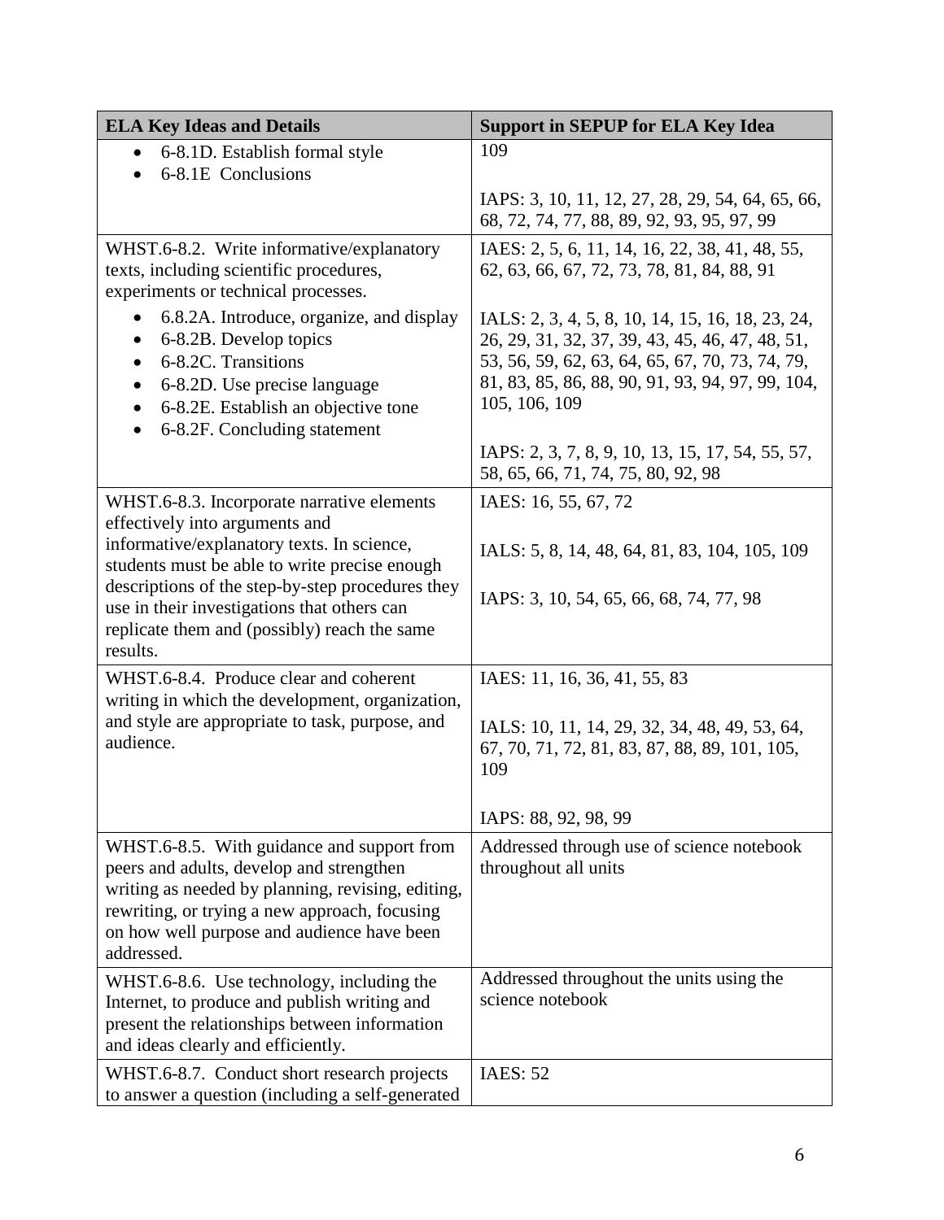| ELA Key Ideas and Details | Support in SEPUP for ELA Key Idea |
|---|---|
| • 6-8.1D. Establish formal style<br>• 6-8.1E Conclusions | 109<br><br>IAPS: 3, 10, 11, 12, 27, 28, 29, 54, 64, 65, 66, 68, 72, 74, 77, 88, 89, 92, 93, 95, 97, 99 |
| WHST.6-8.2. Write informative/explanatory texts, including scientific procedures, experiments or technical processes.<br>• 6.8.2A. Introduce, organize, and display<br>• 6-8.2B. Develop topics<br>• 6-8.2C. Transitions<br>• 6-8.2D. Use precise language<br>• 6-8.2E. Establish an objective tone<br>• 6-8.2F. Concluding statement | IAES: 2, 5, 6, 11, 14, 16, 22, 38, 41, 48, 55, 62, 63, 66, 67, 72, 73, 78, 81, 84, 88, 91<br><br>IALS: 2, 3, 4, 5, 8, 10, 14, 15, 16, 18, 23, 24, 26, 29, 31, 32, 37, 39, 43, 45, 46, 47, 48, 51, 53, 56, 59, 62, 63, 64, 65, 67, 70, 73, 74, 79, 81, 83, 85, 86, 88, 90, 91, 93, 94, 97, 99, 104, 105, 106, 109<br><br>IAPS: 2, 3, 7, 8, 9, 10, 13, 15, 17, 54, 55, 57, 58, 65, 66, 71, 74, 75, 80, 92, 98 |
| WHST.6-8.3. Incorporate narrative elements effectively into arguments and informative/explanatory texts. In science, students must be able to write precise enough descriptions of the step-by-step procedures they use in their investigations that others can replicate them and (possibly) reach the same results. | IAES: 16, 55, 67, 72<br><br>IALS: 5, 8, 14, 48, 64, 81, 83, 104, 105, 109<br><br>IAPS: 3, 10, 54, 65, 66, 68, 74, 77, 98 |
| WHST.6-8.4. Produce clear and coherent writing in which the development, organization, and style are appropriate to task, purpose, and audience. | IAES: 11, 16, 36, 41, 55, 83<br><br>IALS: 10, 11, 14, 29, 32, 34, 48, 49, 53, 64, 67, 70, 71, 72, 81, 83, 87, 88, 89, 101, 105, 109<br><br>IAPS: 88, 92, 98, 99 |
| WHST.6-8.5. With guidance and support from peers and adults, develop and strengthen writing as needed by planning, revising, editing, rewriting, or trying a new approach, focusing on how well purpose and audience have been addressed. | Addressed through use of science notebook throughout all units |
| WHST.6-8.6. Use technology, including the Internet, to produce and publish writing and present the relationships between information and ideas clearly and efficiently. | Addressed throughout the units using the science notebook |
| WHST.6-8.7. Conduct short research projects to answer a question (including a self-generated | IAES: 52 |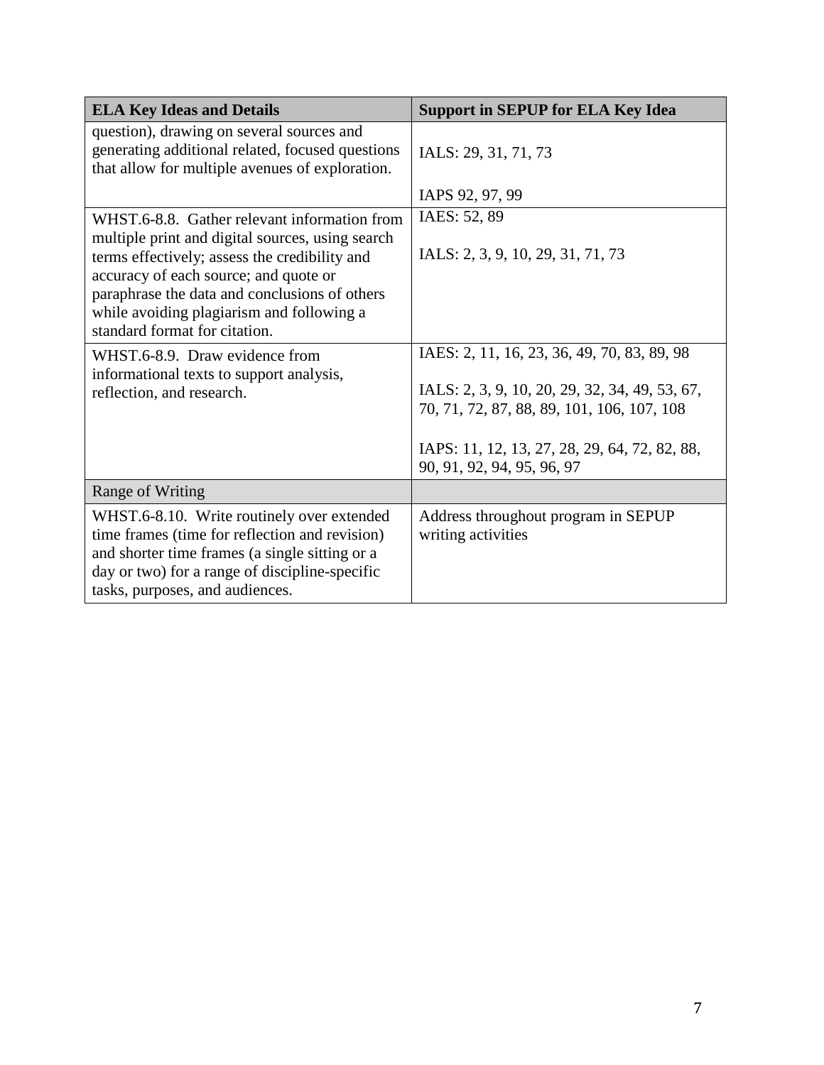| ELA Key Ideas and Details | Support in SEPUP for ELA Key Idea |
| --- | --- |
| question), drawing on several sources and generating additional related, focused questions that allow for multiple avenues of exploration. | IALS: 29, 31, 71, 73<br><br>IAPS 92, 97, 99 |
| WHST.6-8.8. Gather relevant information from multiple print and digital sources, using search terms effectively; assess the credibility and accuracy of each source; and quote or paraphrase the data and conclusions of others while avoiding plagiarism and following a standard format for citation. | IAES: 52, 89<br><br>IALS: 2, 3, 9, 10, 29, 31, 71, 73 |
| WHST.6-8.9. Draw evidence from informational texts to support analysis, reflection, and research. | IAES: 2, 11, 16, 23, 36, 49, 70, 83, 89, 98<br><br>IALS: 2, 3, 9, 10, 20, 29, 32, 34, 49, 53, 67, 70, 71, 72, 87, 88, 89, 101, 106, 107, 108<br><br>IAPS: 11, 12, 13, 27, 28, 29, 64, 72, 82, 88, 90, 91, 92, 94, 95, 96, 97 |
| Range of Writing | |
| WHST.6-8.10. Write routinely over extended time frames (time for reflection and revision) and shorter time frames (a single sitting or a day or two) for a range of discipline-specific tasks, purposes, and audiences. | Address throughout program in SEPUP writing activities |